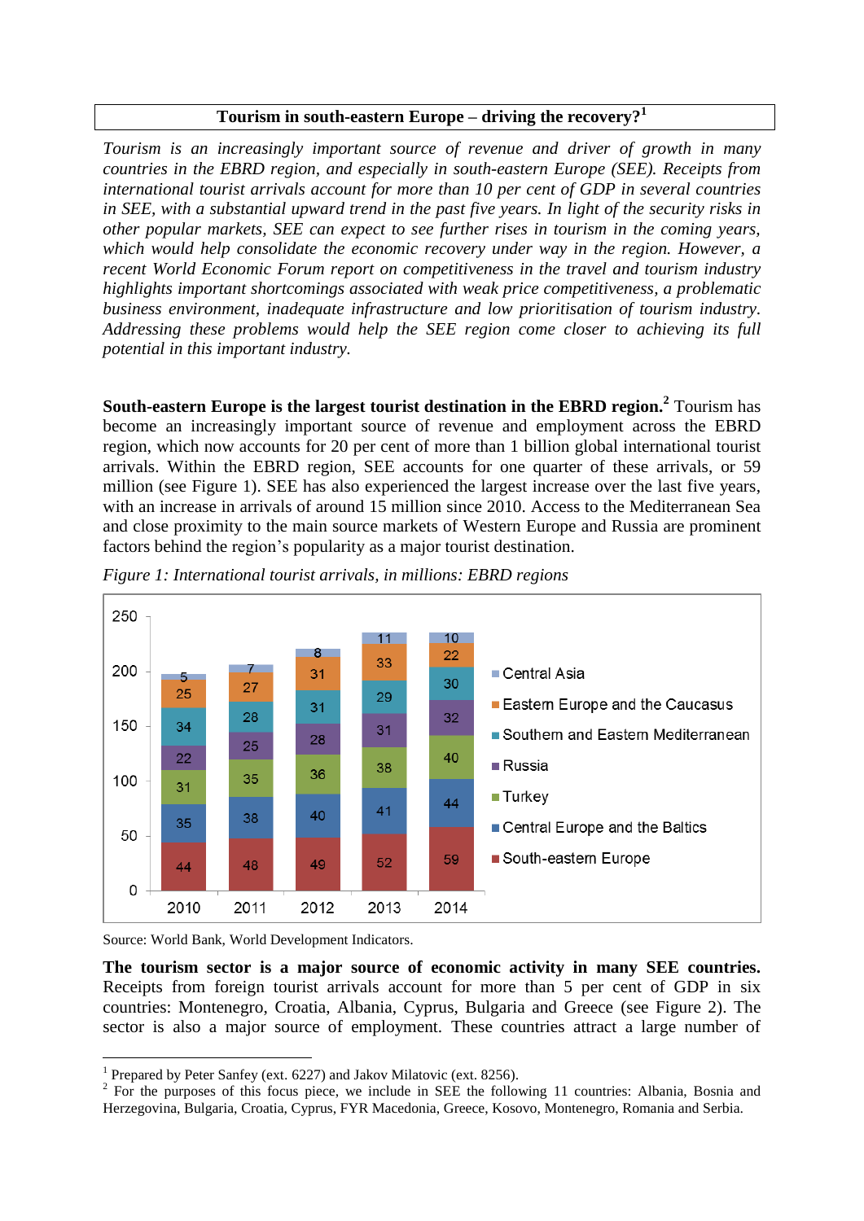# Tourism in south-eastern Europe – driving the recovery?[1]

*Tourism is an increasingly important source of revenue and driver of growth in many countries in the EBRD region, and especially in south-eastern Europe (SEE). Receipts from international tourist arrivals account for more than 10 per cent of GDP in several countries in SEE, with a substantial upward trend in the past five years. In light of the security risks in other popular markets, SEE can expect to see further rises in tourism in the coming years, which would help consolidate the economic recovery under way in the region. However, a recent World Economic Forum report on competitiveness in the travel and tourism industry highlights important shortcomings associated with weak price competitiveness, a problematic business environment, inadequate infrastructure and low prioritisation of tourism industry. Addressing these problems would help the SEE region come closer to achieving its full potential in this important industry.*

**South-eastern Europe is the largest tourist destination in the EBRD region.**[2] Tourism has become an increasingly important source of revenue and employment across the EBRD region, which now accounts for 20 per cent of more than 1 billion global international tourist arrivals. Within the EBRD region, SEE accounts for one quarter of these arrivals, or 59 million (see Figure 1). SEE has also experienced the largest increase over the last five years, with an increase in arrivals of around 15 million since 2010. Access to the Mediterranean Sea and close proximity to the main source markets of Western Europe and Russia are prominent factors behind the region's popularity as a major tourist destination.

*Figure 1: International tourist arrivals, in millions: EBRD regions*

| | 2010 | 2011 | 2012 | 2013 | 2014 |
|---|---|---|---|---|---|
| Central Asia | 5 | 7 | 8 | 11 | 10 |
| Eastern Europe and the Caucasus | 25 | 27 | 31 | 33 | 22 |
| Southern and Eastern Mediterranean | 34 | 28 | 31 | 29 | 30 |
| Russia | 22 | 25 | 28 | 31 | 32 |
| Turkey | 31 | 35 | 36 | 38 | 40 |
| Central Europe and the Baltics | 35 | 38 | 40 | 41 | 44 |
| South-eastern Europe | 44 | 48 | 49 | 52 | 59 |

Source: World Bank, World Development Indicators.

**The tourism sector is a major source of economic activity in many SEE countries.** Receipts from foreign tourist arrivals account for more than 5 per cent of GDP in six countries: Montenegro, Croatia, Albania, Cyprus, Bulgaria and Greece (see Figure 2). The sector is also a major source of employment. These countries attract a large number of

---

[1] Prepared by Peter Sanfey (ext. 6227) and Jakov Milatovic (ext. 8256).

[2] For the purposes of this focus piece, we include in SEE the following 11 countries: Albania, Bosnia and Herzegovina, Bulgaria, Croatia, Cyprus, FYR Macedonia, Greece, Kosovo, Montenegro, Romania and Serbia.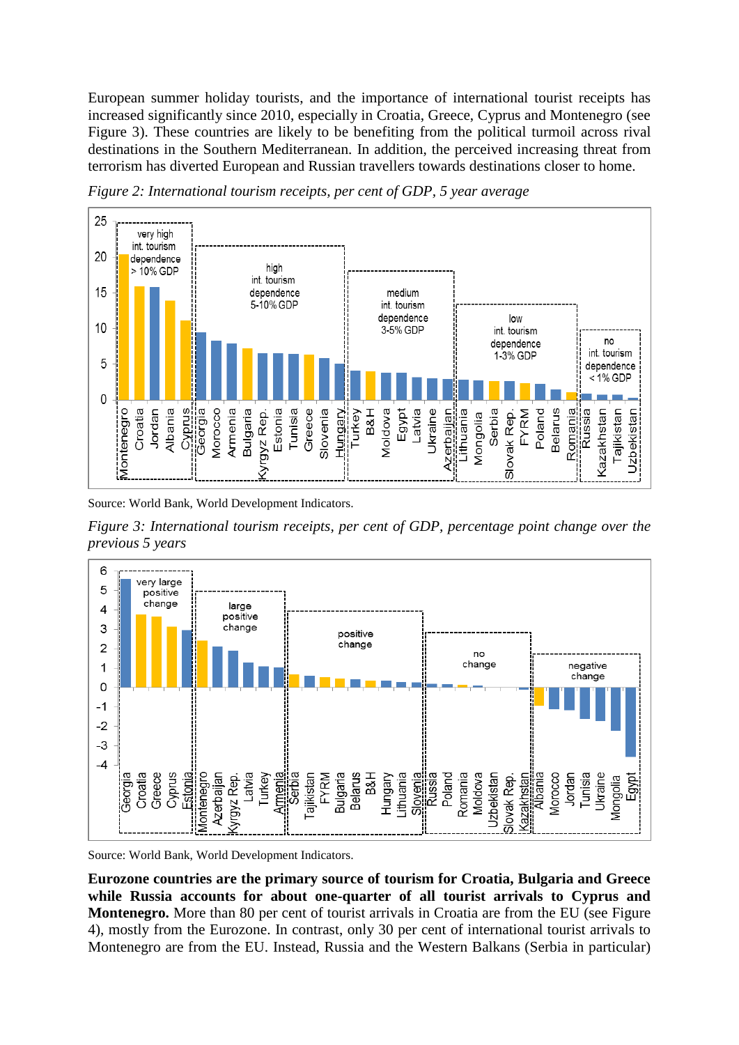European summer holiday tourists, and the importance of international tourist receipts has increased significantly since 2010, especially in Croatia, Greece, Cyprus and Montenegro (see Figure 3). These countries are likely to be benefiting from the political turmoil across rival destinations in the Southern Mediterranean. In addition, the perceived increasing threat from terrorism has diverted European and Russian travellers towards destinations closer to home.

*Figure 2: International tourism receipts, per cent of GDP, 5 year average*

Source: World Bank, World Development Indicators.

*Figure 3: International tourism receipts, per cent of GDP, percentage point change over the previous 5 years*

Source: World Bank, World Development Indicators.

**Eurozone countries are the primary source of tourism for Croatia, Bulgaria and Greece while Russia accounts for about one-quarter of all tourist arrivals to Cyprus and Montenegro.** More than 80 per cent of tourist arrivals in Croatia are from the EU (see Figure 4), mostly from the Eurozone. In contrast, only 30 per cent of international tourist arrivals to Montenegro are from the EU. Instead, Russia and the Western Balkans (Serbia in particular)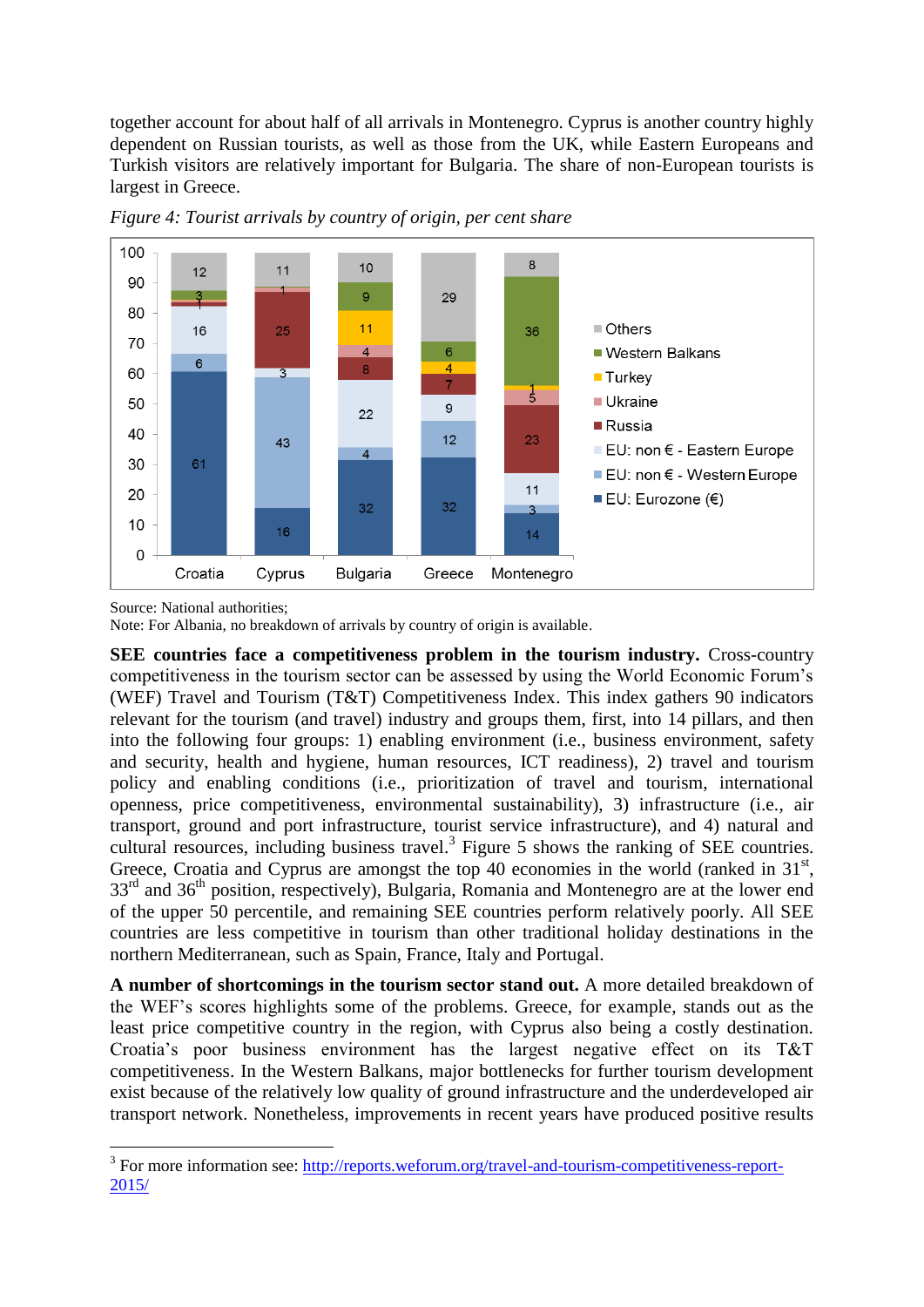together account for about half of all arrivals in Montenegro. Cyprus is another country highly dependent on Russian tourists, as well as those from the UK, while Eastern Europeans and Turkish visitors are relatively important for Bulgaria. The share of non-European tourists is largest in Greece.

*Figure 4: Tourist arrivals by country of origin, per cent share*

Source: National authorities;
Note: For Albania, no breakdown of arrivals by country of origin is available.

**SEE countries face a competitiveness problem in the tourism industry.** Cross-country competitiveness in the tourism sector can be assessed by using the World Economic Forum's (WEF) Travel and Tourism (T&T) Competitiveness Index. This index gathers 90 indicators relevant for the tourism (and travel) industry and groups them, first, into 14 pillars, and then into the following four groups: 1) enabling environment (i.e., business environment, safety and security, health and hygiene, human resources, ICT readiness), 2) travel and tourism policy and enabling conditions (i.e., prioritization of travel and tourism, international openness, price competitiveness, environmental sustainability), 3) infrastructure (i.e., air transport, ground and port infrastructure, tourist service infrastructure), and 4) natural and cultural resources, including business travel.[3] Figure 5 shows the ranking of SEE countries. Greece, Croatia and Cyprus are amongst the top 40 economies in the world (ranked in 31[st], 33[rd] and 36[th] position, respectively), Bulgaria, Romania and Montenegro are at the lower end of the upper 50 percentile, and remaining SEE countries perform relatively poorly. All SEE countries are less competitive in tourism than other traditional holiday destinations in the northern Mediterranean, such as Spain, France, Italy and Portugal.

**A number of shortcomings in the tourism sector stand out.** A more detailed breakdown of the WEF's scores highlights some of the problems. Greece, for example, stands out as the least price competitive country in the region, with Cyprus also being a costly destination. Croatia's poor business environment has the largest negative effect on its T&T competitiveness. In the Western Balkans, major bottlenecks for further tourism development exist because of the relatively low quality of ground infrastructure and the underdeveloped air transport network. Nonetheless, improvements in recent years have produced positive results

[3] For more information see: http://reports.weforum.org/travel-and-tourism-competitiveness-report-2015/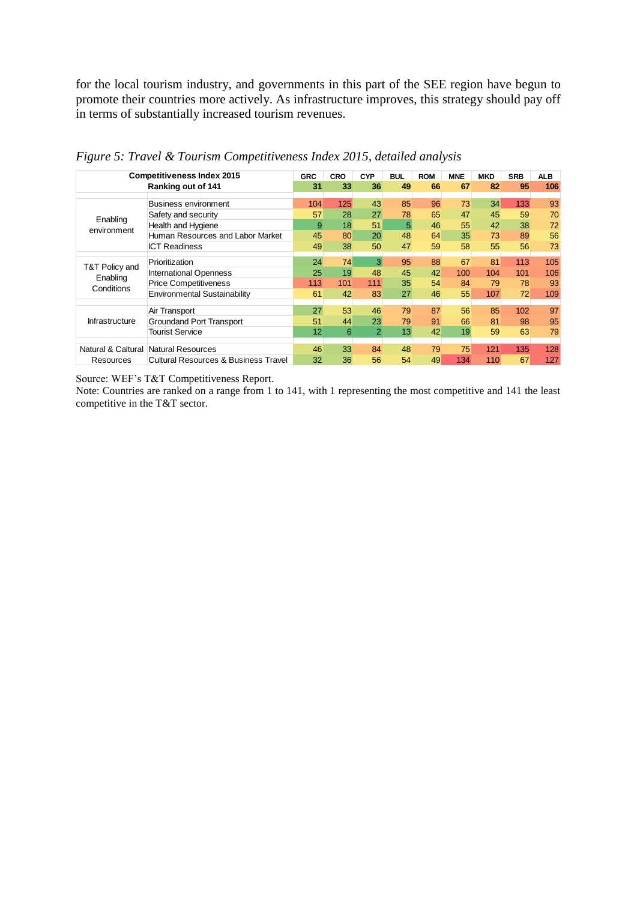for the local tourism industry, and governments in this part of the SEE region have begun to promote their countries more actively. As infrastructure improves, this strategy should pay off in terms of substantially increased tourism revenues.

*Figure 5: Travel & Tourism Competitiveness Index 2015, detailed analysis*

| Competitiveness Index 2015 | | GRC | CRO | CYP | BUL | ROM | MNE | MKD | SRB | ALB |
|---|---|---|---|---|---|---|---|---|---|---|
| **Ranking out of 141** | | **31** | **33** | **36** | **49** | **66** | **67** | **82** | **95** | **106** |
| Enabling environment | Business environment | 104 | 125 | 43 | 85 | 96 | 73 | 34 | 133 | 93 |
| | Safety and security | 57 | 28 | 27 | 78 | 65 | 47 | 45 | 59 | 70 |
| | Health and Hygiene | 9 | 18 | 51 | 5 | 46 | 55 | 42 | 38 | 72 |
| | Human Resources and Labor Market | 45 | 80 | 20 | 48 | 64 | 35 | 73 | 89 | 56 |
| | ICT Readiness | 49 | 38 | 50 | 47 | 59 | 58 | 55 | 56 | 73 |
| T&T Policy and Enabling Conditions | Prioritization | 24 | 74 | 3 | 95 | 88 | 67 | 81 | 113 | 105 |
| | International Openness | 25 | 19 | 48 | 45 | 42 | 100 | 104 | 101 | 106 |
| | Price Competitiveness | 113 | 101 | 111 | 35 | 54 | 84 | 79 | 78 | 93 |
| | Environmental Sustainability | 61 | 42 | 83 | 27 | 46 | 55 | 107 | 72 | 109 |
| Infrastructure | Air Transport | 27 | 53 | 46 | 79 | 87 | 56 | 85 | 102 | 97 |
| | Groundand Port Transport | 51 | 44 | 23 | 79 | 91 | 66 | 81 | 98 | 95 |
| | Tourist Service | 12 | 6 | 2 | 13 | 42 | 19 | 59 | 63 | 79 |
| Natural & Caltural Resources | Natural Resources | 46 | 33 | 84 | 48 | 79 | 75 | 121 | 135 | 128 |
| | Cultural Resources & Business Travel | 32 | 36 | 56 | 54 | 49 | 134 | 110 | 67 | 127 |

Source: WEF's T&T Competitiveness Report.

Note: Countries are ranked on a range from 1 to 141, with 1 representing the most competitive and 141 the least competitive in the T&T sector.